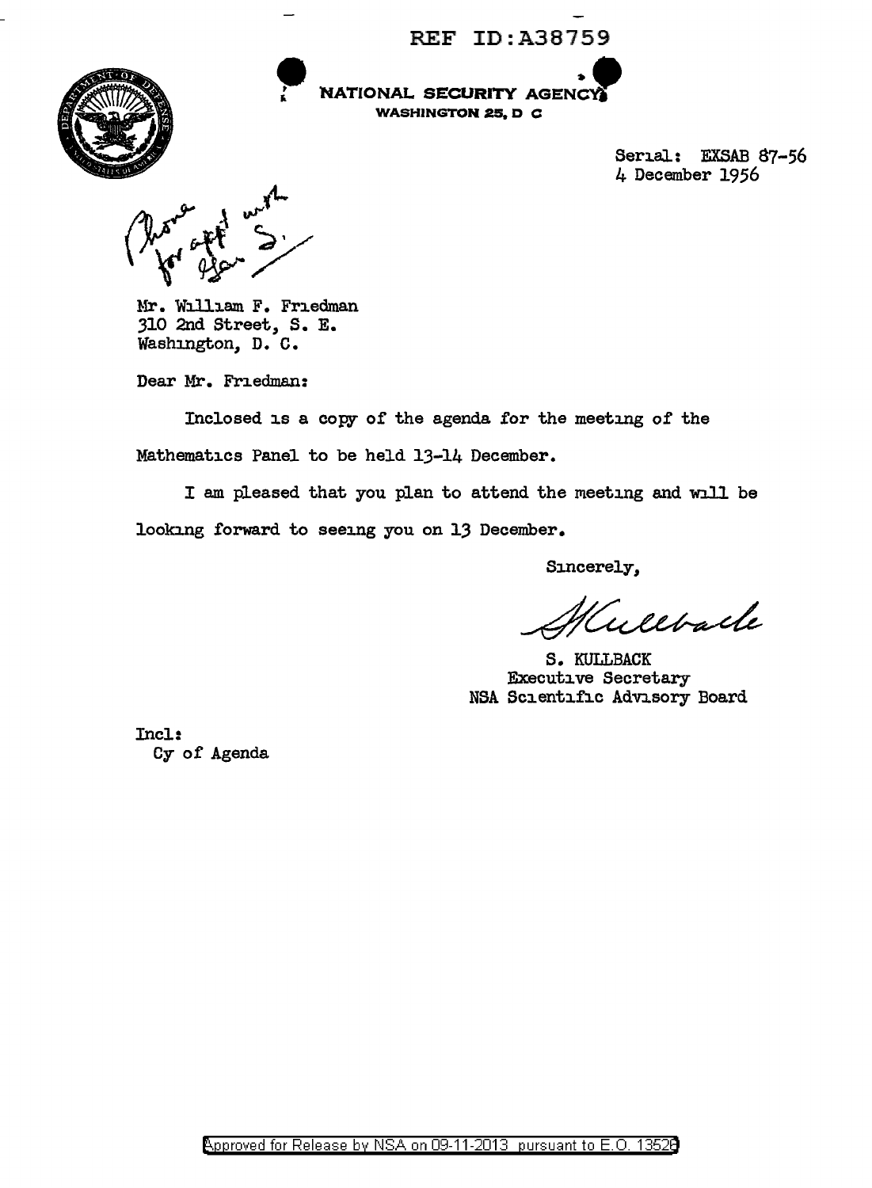REF ID:A38759

NATIONAL SECURITY AGENCY
WASHINGTON 25, D C

Serial: EXSAB 87-56
4 December 1956

Phone for appt with Gen S.

Mr. William F. Friedman
310 2nd Street, S. E.
Washington, D. C.

Dear Mr. Friedman:

Inclosed is a copy of the agenda for the meeting of the Mathematics Panel to be held 13-14 December.

I am pleased that you plan to attend the meeting and will be looking forward to seeing you on 13 December.

Sincerely,

S Kullback

S. KULLBACK
Executive Secretary
NSA Scientific Advisory Board

Incl:
Cy of Agenda

Approved for Release by NSA on 09-11-2013 pursuant to E.O. 13526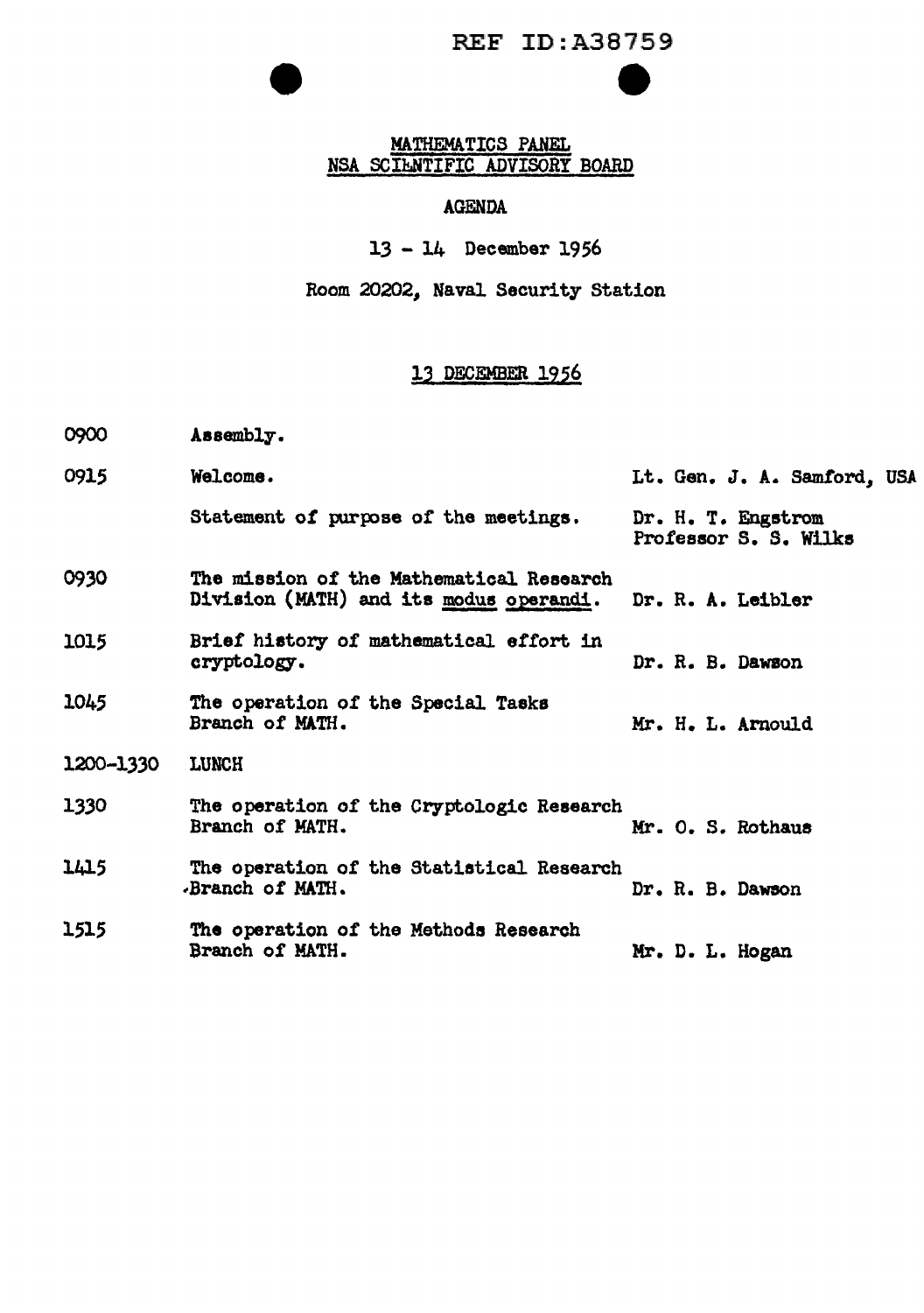REF ID:A38759

MATHEMATICS PANEL
NSA SCIENTIFIC ADVISORY BOARD

AGENDA

13 - 14 December 1956

Room 20202, Naval Security Station

13 DECEMBER 1956

| | | |
|---|---|---|
| 0900 | Assembly. | |
| 0915 | Welcome. | Lt. Gen. J. A. Samford, USA |
| | Statement of purpose of the meetings. | Dr. H. T. Engstrom<br>Professor S. S. Wilks |
| 0930 | The mission of the Mathematical Research Division (MATH) and its modus operandi. | Dr. R. A. Leibler |
| 1015 | Brief history of mathematical effort in cryptology. | Dr. R. B. Dawson |
| 1045 | The operation of the Special Tasks Branch of MATH. | Mr. H. L. Arnould |
| 1200-1330 | LUNCH | |
| 1330 | The operation of the Cryptologic Research Branch of MATH. | Mr. O. S. Rothaus |
| 1415 | The operation of the Statistical Research Branch of MATH. | Dr. R. B. Dawson |
| 1515 | The operation of the Methods Research Branch of MATH. | Mr. D. L. Hogan |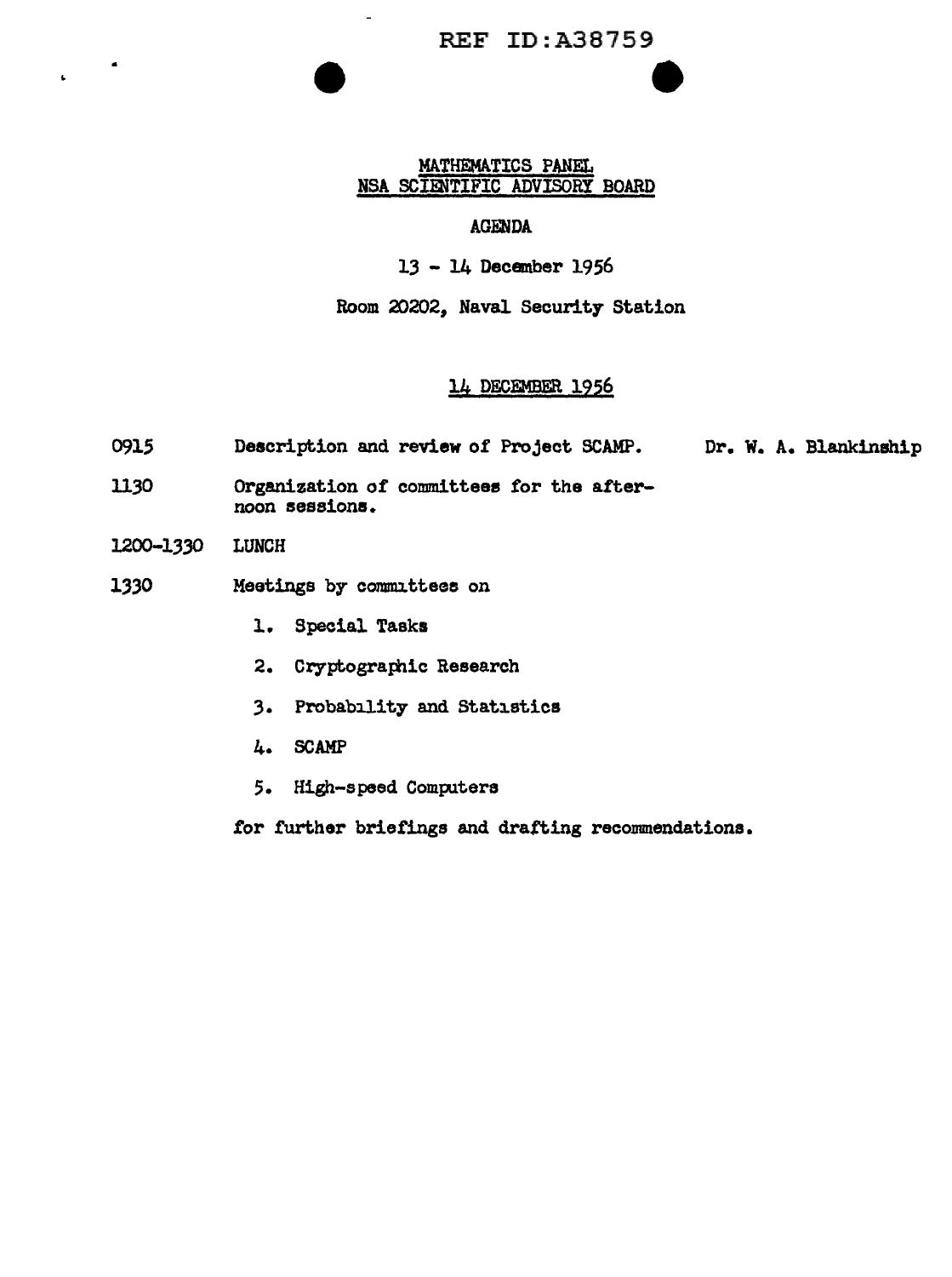REF ID:A38759

MATHEMATICS PANEL
NSA SCIENTIFIC ADVISORY BOARD

AGENDA

13 - 14 December 1956

Room 20202, Naval Security Station

14 DECEMBER 1956

| | | |
|---|---|---|
| 0915 | Description and review of Project SCAMP. | Dr. W. A. Blankinship |
| 1130 | Organization of committees for the afternoon sessions. | |
| 1200-1330 | LUNCH | |
| 1330 | Meetings by committees on | |

1. Special Tasks
2. Cryptographic Research
3. Probability and Statistics
4. SCAMP
5. High-speed Computers

for further briefings and drafting recommendations.